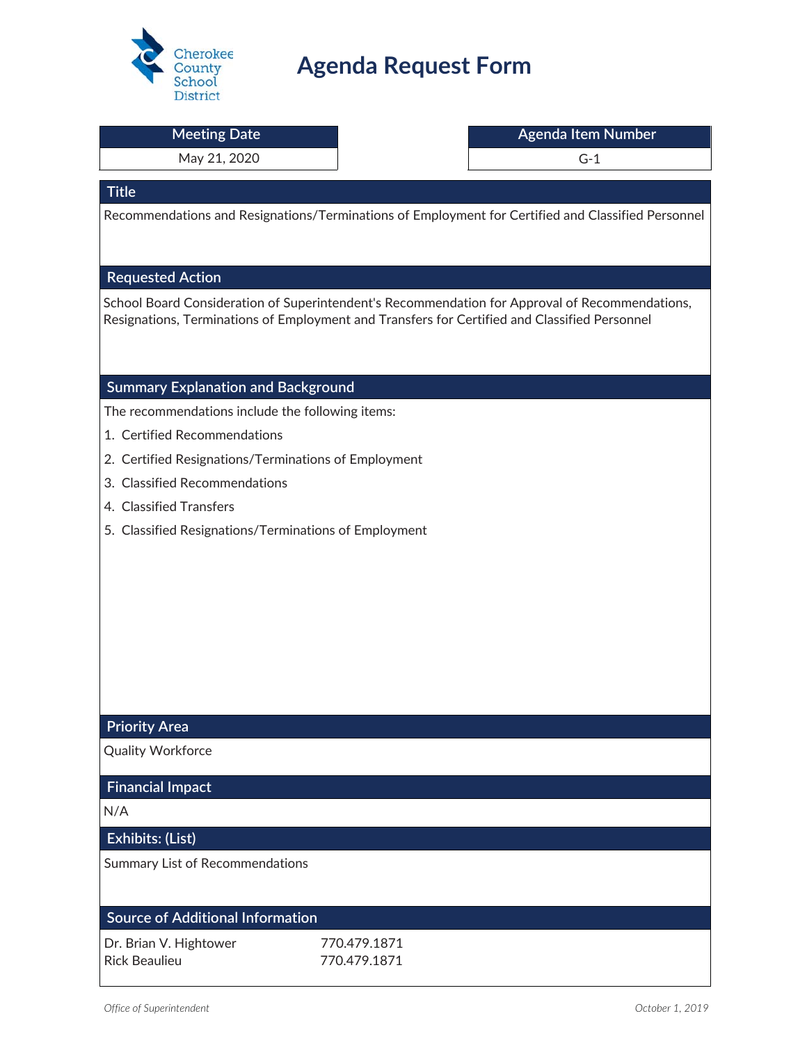Cherokee County School District

# Agenda Request Form

| Meeting Date | Agenda Item Number |
| --- | --- |
| May 21, 2020 | G-1 |

## Title

Recommendations and Resignations/Terminations of Employment for Certified and Classified Personnel

## Requested Action

School Board Consideration of Superintendent's Recommendation for Approval of Recommendations, Resignations, Terminations of Employment and Transfers for Certified and Classified Personnel

## Summary Explanation and Background

The recommendations include the following items:

1. Certified Recommendations
2. Certified Resignations/Terminations of Employment
3. Classified Recommendations
4. Classified Transfers
5. Classified Resignations/Terminations of Employment

## Priority Area

Quality Workforce

## Financial Impact

N/A

## Exhibits: (List)

Summary List of Recommendations

## Source of Additional Information

| | |
| --- | --- |
| Dr. Brian V. Hightower | 770.479.1871 |
| Rick Beaulieu | 770.479.1871 |

*Office of Superintendent* *October 1, 2019*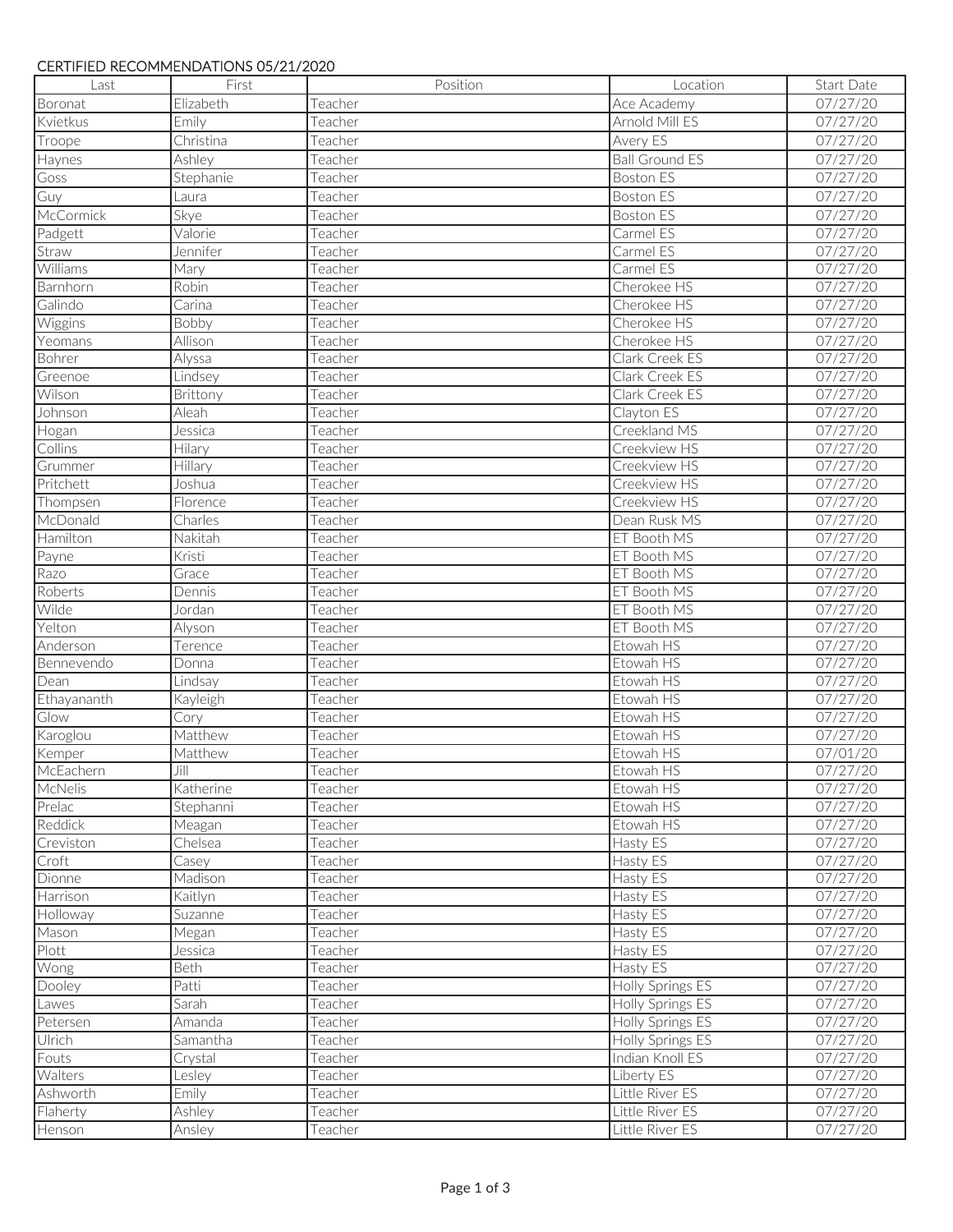CERTIFIED RECOMMENDATIONS 05/21/2020

| Last | First | Position | Location | Start Date |
|---|---|---|---|---|
| Boronat | Elizabeth | Teacher | Ace Academy | 07/27/20 |
| Kvietkus | Emily | Teacher | Arnold Mill ES | 07/27/20 |
| Troope | Christina | Teacher | Avery ES | 07/27/20 |
| Haynes | Ashley | Teacher | Ball Ground ES | 07/27/20 |
| Goss | Stephanie | Teacher | Boston ES | 07/27/20 |
| Guy | Laura | Teacher | Boston ES | 07/27/20 |
| McCormick | Skye | Teacher | Boston ES | 07/27/20 |
| Padgett | Valorie | Teacher | Carmel ES | 07/27/20 |
| Straw | Jennifer | Teacher | Carmel ES | 07/27/20 |
| Williams | Mary | Teacher | Carmel ES | 07/27/20 |
| Barnhorn | Robin | Teacher | Cherokee HS | 07/27/20 |
| Galindo | Carina | Teacher | Cherokee HS | 07/27/20 |
| Wiggins | Bobby | Teacher | Cherokee HS | 07/27/20 |
| Yeomans | Allison | Teacher | Cherokee HS | 07/27/20 |
| Bohrer | Alyssa | Teacher | Clark Creek ES | 07/27/20 |
| Greenoe | Lindsey | Teacher | Clark Creek ES | 07/27/20 |
| Wilson | Brittony | Teacher | Clark Creek ES | 07/27/20 |
| Johnson | Aleah | Teacher | Clayton ES | 07/27/20 |
| Hogan | Jessica | Teacher | Creekland MS | 07/27/20 |
| Collins | Hilary | Teacher | Creekview HS | 07/27/20 |
| Grummer | Hillary | Teacher | Creekview HS | 07/27/20 |
| Pritchett | Joshua | Teacher | Creekview HS | 07/27/20 |
| Thompsen | Florence | Teacher | Creekview HS | 07/27/20 |
| McDonald | Charles | Teacher | Dean Rusk MS | 07/27/20 |
| Hamilton | Nakitah | Teacher | ET Booth MS | 07/27/20 |
| Payne | Kristi | Teacher | ET Booth MS | 07/27/20 |
| Razo | Grace | Teacher | ET Booth MS | 07/27/20 |
| Roberts | Dennis | Teacher | ET Booth MS | 07/27/20 |
| Wilde | Jordan | Teacher | ET Booth MS | 07/27/20 |
| Yelton | Alyson | Teacher | ET Booth MS | 07/27/20 |
| Anderson | Terence | Teacher | Etowah HS | 07/27/20 |
| Bennevendo | Donna | Teacher | Etowah HS | 07/27/20 |
| Dean | Lindsay | Teacher | Etowah HS | 07/27/20 |
| Ethayananth | Kayleigh | Teacher | Etowah HS | 07/27/20 |
| Glow | Cory | Teacher | Etowah HS | 07/27/20 |
| Karoglou | Matthew | Teacher | Etowah HS | 07/27/20 |
| Kemper | Matthew | Teacher | Etowah HS | 07/01/20 |
| McEachern | Jill | Teacher | Etowah HS | 07/27/20 |
| McNelis | Katherine | Teacher | Etowah HS | 07/27/20 |
| Prelac | Stephanni | Teacher | Etowah HS | 07/27/20 |
| Reddick | Meagan | Teacher | Etowah HS | 07/27/20 |
| Creviston | Chelsea | Teacher | Hasty ES | 07/27/20 |
| Croft | Casey | Teacher | Hasty ES | 07/27/20 |
| Dionne | Madison | Teacher | Hasty ES | 07/27/20 |
| Harrison | Kaitlyn | Teacher | Hasty ES | 07/27/20 |
| Holloway | Suzanne | Teacher | Hasty ES | 07/27/20 |
| Mason | Megan | Teacher | Hasty ES | 07/27/20 |
| Plott | Jessica | Teacher | Hasty ES | 07/27/20 |
| Wong | Beth | Teacher | Hasty ES | 07/27/20 |
| Dooley | Patti | Teacher | Holly Springs ES | 07/27/20 |
| Lawes | Sarah | Teacher | Holly Springs ES | 07/27/20 |
| Petersen | Amanda | Teacher | Holly Springs ES | 07/27/20 |
| Ulrich | Samantha | Teacher | Holly Springs ES | 07/27/20 |
| Fouts | Crystal | Teacher | Indian Knoll ES | 07/27/20 |
| Walters | Lesley | Teacher | Liberty ES | 07/27/20 |
| Ashworth | Emily | Teacher | Little River ES | 07/27/20 |
| Flaherty | Ashley | Teacher | Little River ES | 07/27/20 |
| Henson | Ansley | Teacher | Little River ES | 07/27/20 |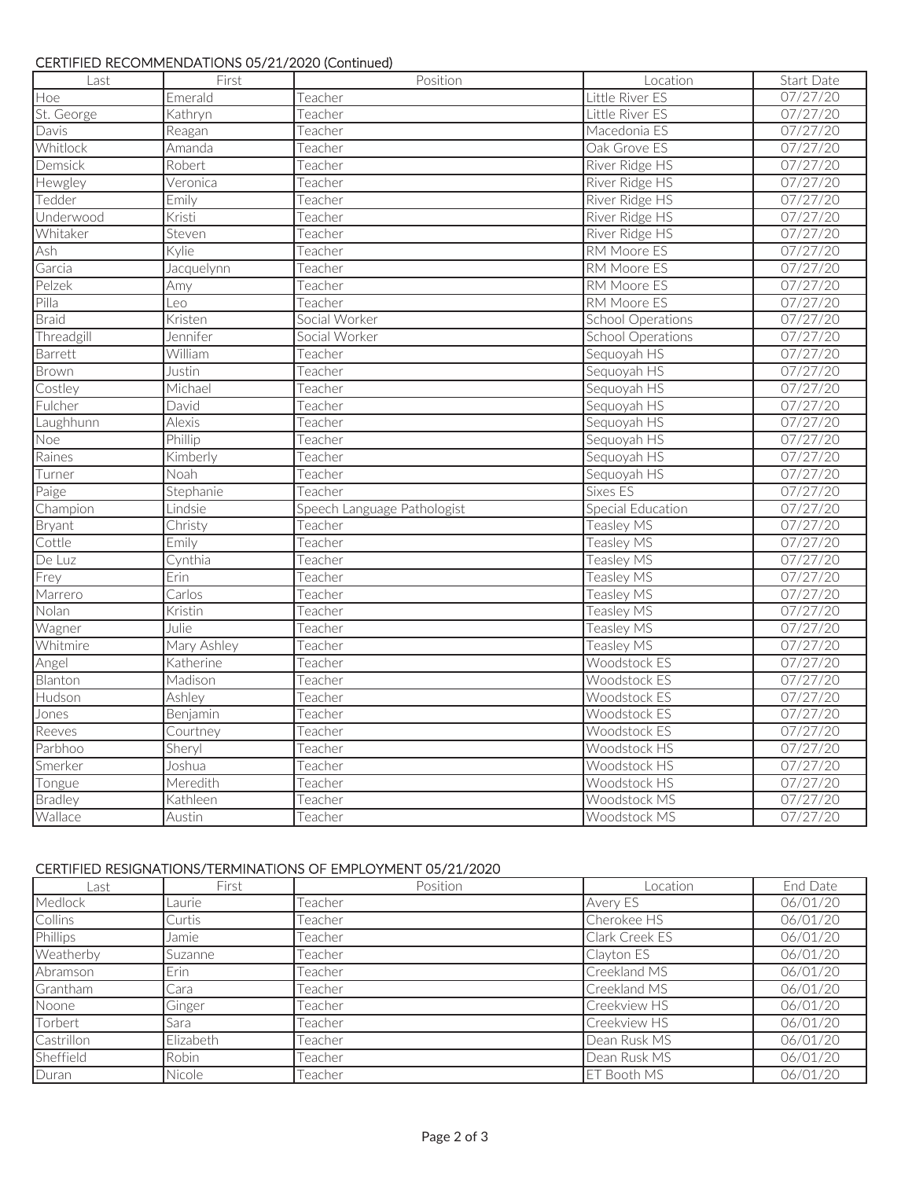## CERTIFIED RECOMMENDATIONS 05/21/2020 (Continued)

| Last | First | Position | Location | Start Date |
|---|---|---|---|---|
| Hoe | Emerald | Teacher | Little River ES | 07/27/20 |
| St. George | Kathryn | Teacher | Little River ES | 07/27/20 |
| Davis | Reagan | Teacher | Macedonia ES | 07/27/20 |
| Whitlock | Amanda | Teacher | Oak Grove ES | 07/27/20 |
| Demsick | Robert | Teacher | River Ridge HS | 07/27/20 |
| Hewgley | Veronica | Teacher | River Ridge HS | 07/27/20 |
| Tedder | Emily | Teacher | River Ridge HS | 07/27/20 |
| Underwood | Kristi | Teacher | River Ridge HS | 07/27/20 |
| Whitaker | Steven | Teacher | River Ridge HS | 07/27/20 |
| Ash | Kylie | Teacher | RM Moore ES | 07/27/20 |
| Garcia | Jacquelynn | Teacher | RM Moore ES | 07/27/20 |
| Pelzek | Amy | Teacher | RM Moore ES | 07/27/20 |
| Pilla | Leo | Teacher | RM Moore ES | 07/27/20 |
| Braid | Kristen | Social Worker | School Operations | 07/27/20 |
| Threadgill | Jennifer | Social Worker | School Operations | 07/27/20 |
| Barrett | William | Teacher | Sequoyah HS | 07/27/20 |
| Brown | Justin | Teacher | Sequoyah HS | 07/27/20 |
| Costley | Michael | Teacher | Sequoyah HS | 07/27/20 |
| Fulcher | David | Teacher | Sequoyah HS | 07/27/20 |
| Laughhunn | Alexis | Teacher | Sequoyah HS | 07/27/20 |
| Noe | Phillip | Teacher | Sequoyah HS | 07/27/20 |
| Raines | Kimberly | Teacher | Sequoyah HS | 07/27/20 |
| Turner | Noah | Teacher | Sequoyah HS | 07/27/20 |
| Paige | Stephanie | Teacher | Sixes ES | 07/27/20 |
| Champion | Lindsie | Speech Language Pathologist | Special Education | 07/27/20 |
| Bryant | Christy | Teacher | Teasley MS | 07/27/20 |
| Cottle | Emily | Teacher | Teasley MS | 07/27/20 |
| De Luz | Cynthia | Teacher | Teasley MS | 07/27/20 |
| Frey | Erin | Teacher | Teasley MS | 07/27/20 |
| Marrero | Carlos | Teacher | Teasley MS | 07/27/20 |
| Nolan | Kristin | Teacher | Teasley MS | 07/27/20 |
| Wagner | Julie | Teacher | Teasley MS | 07/27/20 |
| Whitmire | Mary Ashley | Teacher | Teasley MS | 07/27/20 |
| Angel | Katherine | Teacher | Woodstock ES | 07/27/20 |
| Blanton | Madison | Teacher | Woodstock ES | 07/27/20 |
| Hudson | Ashley | Teacher | Woodstock ES | 07/27/20 |
| Jones | Benjamin | Teacher | Woodstock ES | 07/27/20 |
| Reeves | Courtney | Teacher | Woodstock ES | 07/27/20 |
| Parbhoo | Sheryl | Teacher | Woodstock HS | 07/27/20 |
| Smerker | Joshua | Teacher | Woodstock HS | 07/27/20 |
| Tongue | Meredith | Teacher | Woodstock HS | 07/27/20 |
| Bradley | Kathleen | Teacher | Woodstock MS | 07/27/20 |
| Wallace | Austin | Teacher | Woodstock MS | 07/27/20 |

## CERTIFIED RESIGNATIONS/TERMINATIONS OF EMPLOYMENT 05/21/2020

| Last | First | Position | Location | End Date |
|---|---|---|---|---|
| Medlock | Laurie | Teacher | Avery ES | 06/01/20 |
| Collins | Curtis | Teacher | Cherokee HS | 06/01/20 |
| Phillips | Jamie | Teacher | Clark Creek ES | 06/01/20 |
| Weatherby | Suzanne | Teacher | Clayton ES | 06/01/20 |
| Abramson | Erin | Teacher | Creekland MS | 06/01/20 |
| Grantham | Cara | Teacher | Creekland MS | 06/01/20 |
| Noone | Ginger | Teacher | Creekview HS | 06/01/20 |
| Torbert | Sara | Teacher | Creekview HS | 06/01/20 |
| Castrillon | Elizabeth | Teacher | Dean Rusk MS | 06/01/20 |
| Sheffield | Robin | Teacher | Dean Rusk MS | 06/01/20 |
| Duran | Nicole | Teacher | ET Booth MS | 06/01/20 |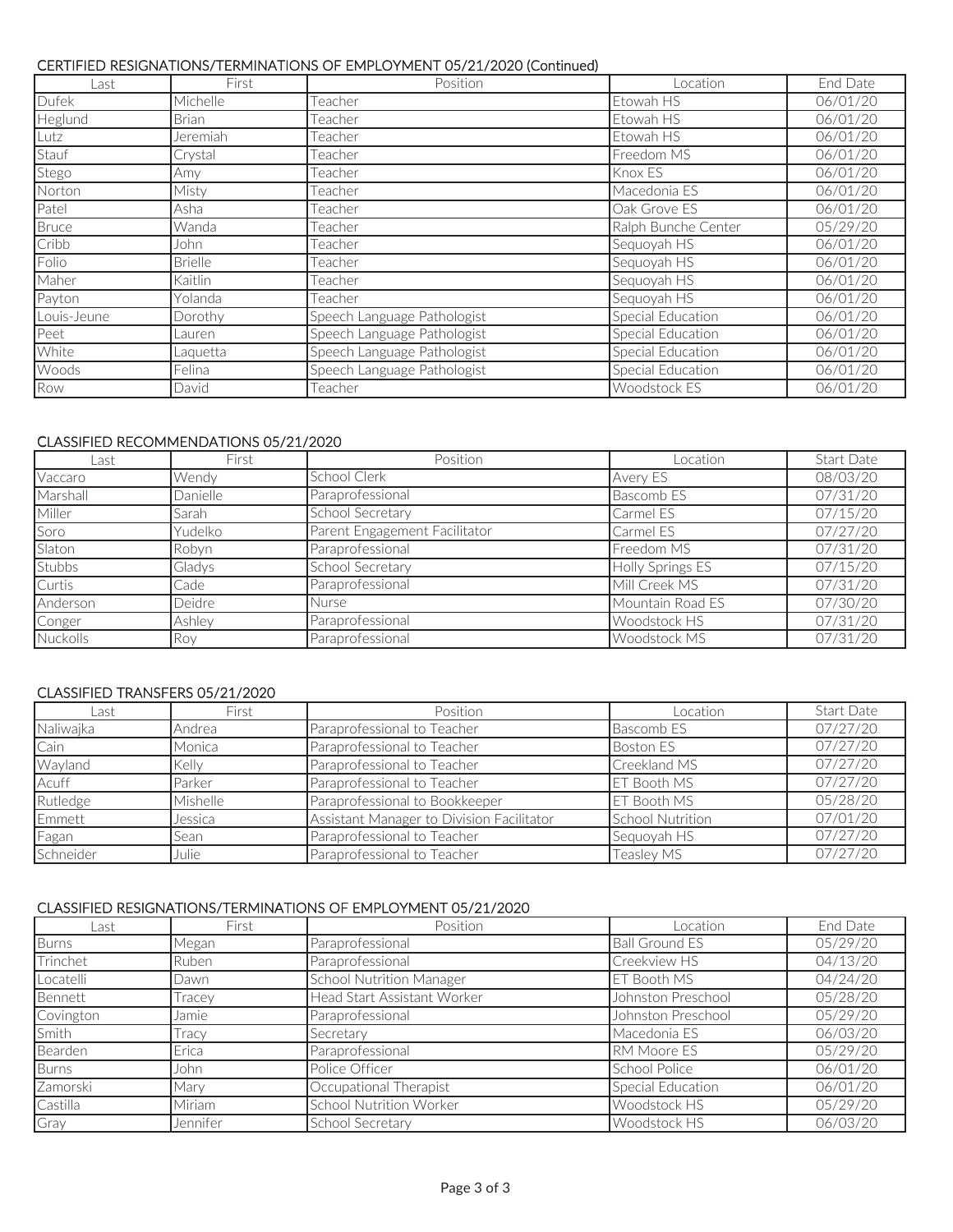### CERTIFIED RESIGNATIONS/TERMINATIONS OF EMPLOYMENT 05/21/2020 (Continued)

| Last | First | Position | Location | End Date |
|---|---|---|---|---|
| Dufek | Michelle | Teacher | Etowah HS | 06/01/20 |
| Heglund | Brian | Teacher | Etowah HS | 06/01/20 |
| Lutz | Jeremiah | Teacher | Etowah HS | 06/01/20 |
| Stauf | Crystal | Teacher | Freedom MS | 06/01/20 |
| Stego | Amy | Teacher | Knox ES | 06/01/20 |
| Norton | Misty | Teacher | Macedonia ES | 06/01/20 |
| Patel | Asha | Teacher | Oak Grove ES | 06/01/20 |
| Bruce | Wanda | Teacher | Ralph Bunche Center | 05/29/20 |
| Cribb | John | Teacher | Sequoyah HS | 06/01/20 |
| Folio | Brielle | Teacher | Sequoyah HS | 06/01/20 |
| Maher | Kaitlin | Teacher | Sequoyah HS | 06/01/20 |
| Payton | Yolanda | Teacher | Sequoyah HS | 06/01/20 |
| Louis-Jeune | Dorothy | Speech Language Pathologist | Special Education | 06/01/20 |
| Peet | Lauren | Speech Language Pathologist | Special Education | 06/01/20 |
| White | Laquetta | Speech Language Pathologist | Special Education | 06/01/20 |
| Woods | Felina | Speech Language Pathologist | Special Education | 06/01/20 |
| Row | David | Teacher | Woodstock ES | 06/01/20 |

### CLASSIFIED RECOMMENDATIONS 05/21/2020

| Last | First | Position | Location | Start Date |
|---|---|---|---|---|
| Vaccaro | Wendy | School Clerk | Avery ES | 08/03/20 |
| Marshall | Danielle | Paraprofessional | Bascomb ES | 07/31/20 |
| Miller | Sarah | School Secretary | Carmel ES | 07/15/20 |
| Soro | Yudelko | Parent Engagement Facilitator | Carmel ES | 07/27/20 |
| Slaton | Robyn | Paraprofessional | Freedom MS | 07/31/20 |
| Stubbs | Gladys | School Secretary | Holly Springs ES | 07/15/20 |
| Curtis | Cade | Paraprofessional | Mill Creek MS | 07/31/20 |
| Anderson | Deidre | Nurse | Mountain Road ES | 07/30/20 |
| Conger | Ashley | Paraprofessional | Woodstock HS | 07/31/20 |
| Nuckolls | Roy | Paraprofessional | Woodstock MS | 07/31/20 |

### CLASSIFIED TRANSFERS 05/21/2020

| Last | First | Position | Location | Start Date |
|---|---|---|---|---|
| Naliwajka | Andrea | Paraprofessional to Teacher | Bascomb ES | 07/27/20 |
| Cain | Monica | Paraprofessional to Teacher | Boston ES | 07/27/20 |
| Wayland | Kelly | Paraprofessional to Teacher | Creekland MS | 07/27/20 |
| Acuff | Parker | Paraprofessional to Teacher | ET Booth MS | 07/27/20 |
| Rutledge | Mishelle | Paraprofessional to Bookkeeper | ET Booth MS | 05/28/20 |
| Emmett | Jessica | Assistant Manager to Division Facilitator | School Nutrition | 07/01/20 |
| Fagan | Sean | Paraprofessional to Teacher | Sequoyah HS | 07/27/20 |
| Schneider | Julie | Paraprofessional to Teacher | Teasley MS | 07/27/20 |

### CLASSIFIED RESIGNATIONS/TERMINATIONS OF EMPLOYMENT 05/21/2020

| Last | First | Position | Location | End Date |
|---|---|---|---|---|
| Burns | Megan | Paraprofessional | Ball Ground ES | 05/29/20 |
| Trinchet | Ruben | Paraprofessional | Creekview HS | 04/13/20 |
| Locatelli | Dawn | School Nutrition Manager | ET Booth MS | 04/24/20 |
| Bennett | Tracey | Head Start Assistant Worker | Johnston Preschool | 05/28/20 |
| Covington | Jamie | Paraprofessional | Johnston Preschool | 05/29/20 |
| Smith | Tracy | Secretary | Macedonia ES | 06/03/20 |
| Bearden | Erica | Paraprofessional | RM Moore ES | 05/29/20 |
| Burns | John | Police Officer | School Police | 06/01/20 |
| Zamorski | Mary | Occupational Therapist | Special Education | 06/01/20 |
| Castilla | Miriam | School Nutrition Worker | Woodstock HS | 05/29/20 |
| Gray | Jennifer | School Secretary | Woodstock HS | 06/03/20 |